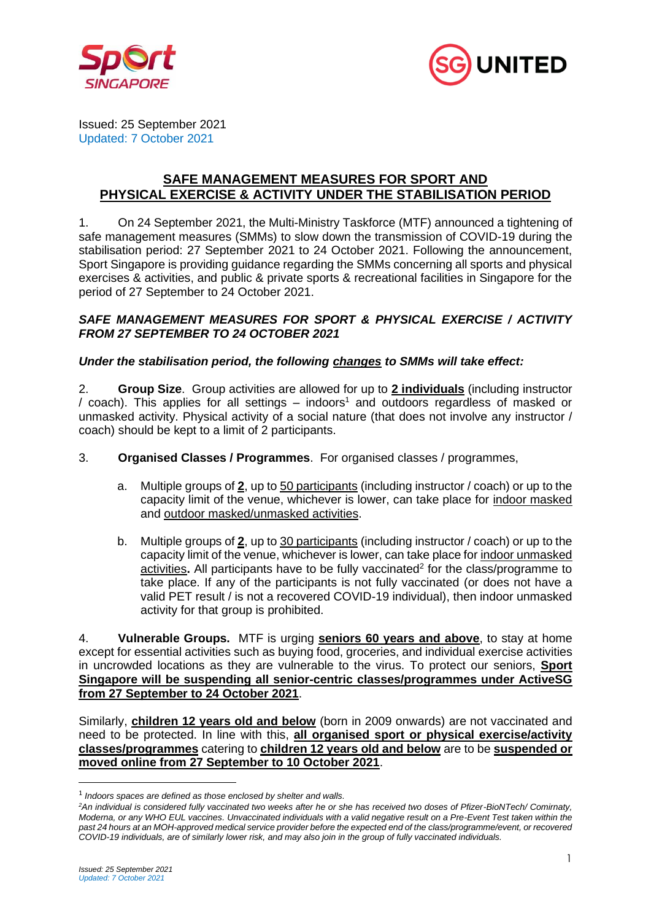Issued: 25 September 2021
Updated: 7 October 2021

## SAFE MANAGEMENT MEASURES FOR SPORT AND PHYSICAL EXERCISE & ACTIVITY UNDER THE STABILISATION PERIOD

1. On 24 September 2021, the Multi-Ministry Taskforce (MTF) announced a tightening of safe management measures (SMMs) to slow down the transmission of COVID-19 during the stabilisation period: 27 September 2021 to 24 October 2021. Following the announcement, Sport Singapore is providing guidance regarding the SMMs concerning all sports and physical exercises & activities, and public & private sports & recreational facilities in Singapore for the period of 27 September to 24 October 2021.

***SAFE MANAGEMENT MEASURES FOR SPORT & PHYSICAL EXERCISE / ACTIVITY FROM 27 SEPTEMBER TO 24 OCTOBER 2021***

***Under the stabilisation period, the following changes to SMMs will take effect:***

2. **Group Size**. Group activities are allowed for up to **2 individuals** (including instructor / coach). This applies for all settings – indoors[1] and outdoors regardless of masked or unmasked activity. Physical activity of a social nature (that does not involve any instructor / coach) should be kept to a limit of 2 participants.

3. **Organised Classes / Programmes**. For organised classes / programmes,

   a. Multiple groups of **2**, up to 50 participants (including instructor / coach) or up to the capacity limit of the venue, whichever is lower, can take place for indoor masked and outdoor masked/unmasked activities.

   b. Multiple groups of **2**, up to 30 participants (including instructor / coach) or up to the capacity limit of the venue, whichever is lower, can take place for indoor unmasked activities**.** All participants have to be fully vaccinated[2] for the class/programme to take place. If any of the participants is not fully vaccinated (or does not have a valid PET result / is not a recovered COVID-19 individual), then indoor unmasked activity for that group is prohibited.

4. **Vulnerable Groups.** MTF is urging **seniors 60 years and above**, to stay at home except for essential activities such as buying food, groceries, and individual exercise activities in uncrowded locations as they are vulnerable to the virus. To protect our seniors, **Sport Singapore will be suspending all senior-centric classes/programmes under ActiveSG from 27 September to 24 October 2021**.

Similarly, **children 12 years old and below** (born in 2009 onwards) are not vaccinated and need to be protected. In line with this, **all organised sport or physical exercise/activity classes/programmes** catering to **children 12 years old and below** are to be **suspended or moved online from 27 September to 10 October 2021**.

---

[1] *Indoors spaces are defined as those enclosed by shelter and walls.*

[2] *An individual is considered fully vaccinated two weeks after he or she has received two doses of Pfizer-BioNTech/ Comirnaty, Moderna, or any WHO EUL vaccines. Unvaccinated individuals with a valid negative result on a Pre-Event Test taken within the past 24 hours at an MOH-approved medical service provider before the expected end of the class/programme/event, or recovered COVID-19 individuals, are of similarly lower risk, and may also join in the group of fully vaccinated individuals.*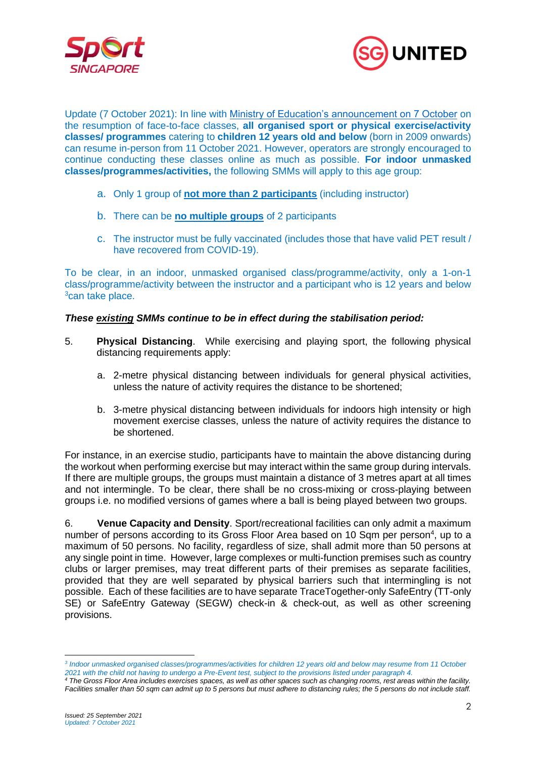Update (7 October 2021): In line with Ministry of Education's announcement on 7 October on the resumption of face-to-face classes, **all organised sport or physical exercise/activity classes/ programmes** catering to **children 12 years old and below** (born in 2009 onwards) can resume in-person from 11 October 2021. However, operators are strongly encouraged to continue conducting these classes online as much as possible. **For indoor unmasked classes/programmes/activities,** the following SMMs will apply to this age group:

a. Only 1 group of **not more than 2 participants** (including instructor)

b. There can be **no multiple groups** of 2 participants

c. The instructor must be fully vaccinated (includes those that have valid PET result / have recovered from COVID-19).

To be clear, in an indoor, unmasked organised class/programme/activity, only a 1-on-1 class/programme/activity between the instructor and a participant who is 12 years and below [3]can take place.

***These existing SMMs continue to be in effect during the stabilisation period:***

5. **Physical Distancing**. While exercising and playing sport, the following physical distancing requirements apply:

   a. 2-metre physical distancing between individuals for general physical activities, unless the nature of activity requires the distance to be shortened;

   b. 3-metre physical distancing between individuals for indoors high intensity or high movement exercise classes, unless the nature of activity requires the distance to be shortened.

For instance, in an exercise studio, participants have to maintain the above distancing during the workout when performing exercise but may interact within the same group during intervals. If there are multiple groups, the groups must maintain a distance of 3 metres apart at all times and not intermingle. To be clear, there shall be no cross-mixing or cross-playing between groups i.e. no modified versions of games where a ball is being played between two groups.

6. **Venue Capacity and Density**. Sport/recreational facilities can only admit a maximum number of persons according to its Gross Floor Area based on 10 Sqm per person[4], up to a maximum of 50 persons. No facility, regardless of size, shall admit more than 50 persons at any single point in time. However, large complexes or multi-function premises such as country clubs or larger premises, may treat different parts of their premises as separate facilities, provided that they are well separated by physical barriers such that intermingling is not possible. Each of these facilities are to have separate TraceTogether-only SafeEntry (TT-only SE) or SafeEntry Gateway (SEGW) check-in & check-out, as well as other screening provisions.

---

*[3] Indoor unmasked organised classes/programmes/activities for children 12 years old and below may resume from 11 October 2021 with the child not having to undergo a Pre-Event test, subject to the provisions listed under paragraph 4.*

*[4] The Gross Floor Area includes exercises spaces, as well as other spaces such as changing rooms, rest areas within the facility. Facilities smaller than 50 sqm can admit up to 5 persons but must adhere to distancing rules; the 5 persons do not include staff.*

*Issued: 25 September 2021*
*Updated: 7 October 2021*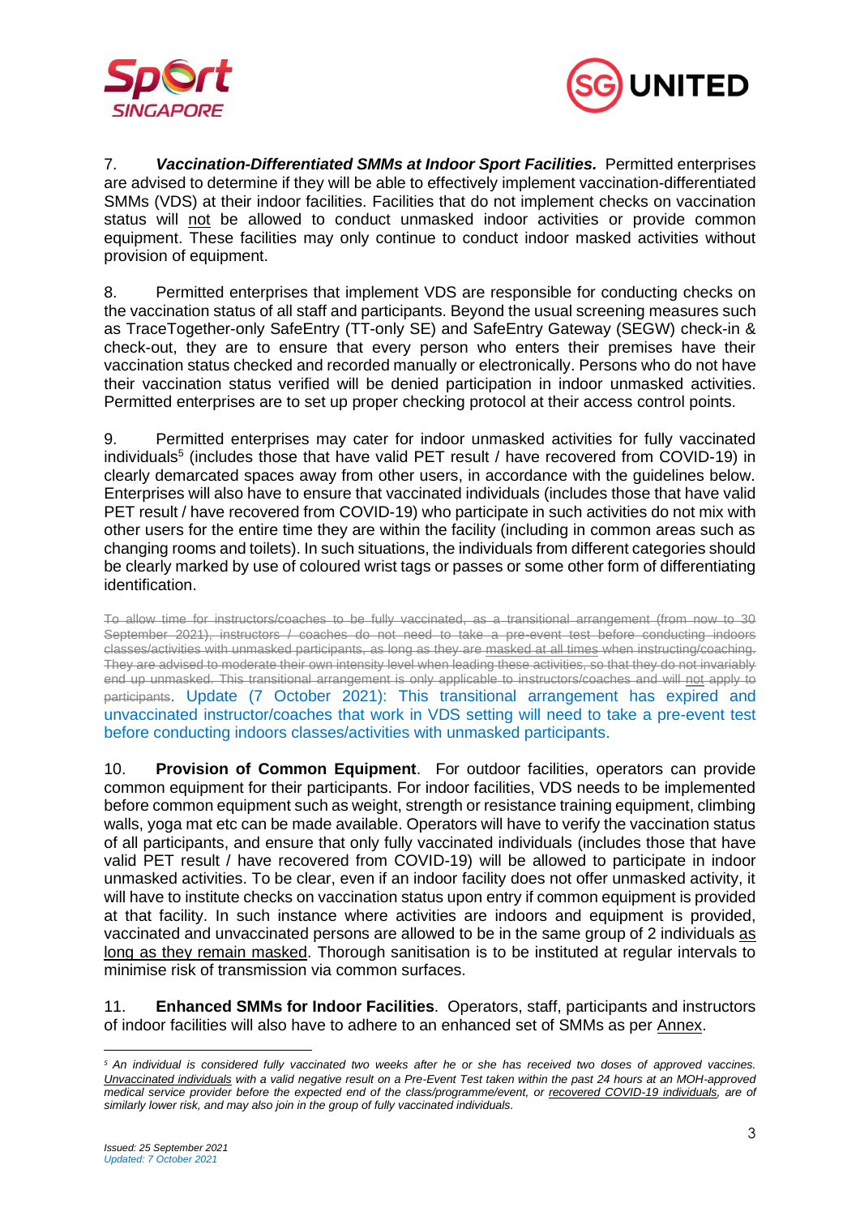7. ***Vaccination-Differentiated SMMs at Indoor Sport Facilities.*** Permitted enterprises are advised to determine if they will be able to effectively implement vaccination-differentiated SMMs (VDS) at their indoor facilities. Facilities that do not implement checks on vaccination status will <u>not</u> be allowed to conduct unmasked indoor activities or provide common equipment. These facilities may only continue to conduct indoor masked activities without provision of equipment.

8. Permitted enterprises that implement VDS are responsible for conducting checks on the vaccination status of all staff and participants. Beyond the usual screening measures such as TraceTogether-only SafeEntry (TT-only SE) and SafeEntry Gateway (SEGW) check-in & check-out, they are to ensure that every person who enters their premises have their vaccination status checked and recorded manually or electronically. Persons who do not have their vaccination status verified will be denied participation in indoor unmasked activities. Permitted enterprises are to set up proper checking protocol at their access control points.

9. Permitted enterprises may cater for indoor unmasked activities for fully vaccinated individuals[5] (includes those that have valid PET result / have recovered from COVID-19) in clearly demarcated spaces away from other users, in accordance with the guidelines below. Enterprises will also have to ensure that vaccinated individuals (includes those that have valid PET result / have recovered from COVID-19) who participate in such activities do not mix with other users for the entire time they are within the facility (including in common areas such as changing rooms and toilets). In such situations, the individuals from different categories should be clearly marked by use of coloured wrist tags or passes or some other form of differentiating identification.

~~To allow time for instructors/coaches to be fully vaccinated, as a transitional arrangement (from now to 30 September 2021), instructors / coaches do not need to take a pre-event test before conducting indoors classes/activities with unmasked participants, as long as they are masked at all times when instructing/coaching. They are advised to moderate their own intensity level when leading these activities, so that they do not invariably end up unmasked. This transitional arrangement is only applicable to instructors/coaches and will not apply to participants~~. Update (7 October 2021): This transitional arrangement has expired and unvaccinated instructor/coaches that work in VDS setting will need to take a pre-event test before conducting indoors classes/activities with unmasked participants.

10. **Provision of Common Equipment**. For outdoor facilities, operators can provide common equipment for their participants. For indoor facilities, VDS needs to be implemented before common equipment such as weight, strength or resistance training equipment, climbing walls, yoga mat etc can be made available. Operators will have to verify the vaccination status of all participants, and ensure that only fully vaccinated individuals (includes those that have valid PET result / have recovered from COVID-19) will be allowed to participate in indoor unmasked activities. To be clear, even if an indoor facility does not offer unmasked activity, it will have to institute checks on vaccination status upon entry if common equipment is provided at that facility. In such instance where activities are indoors and equipment is provided, vaccinated and unvaccinated persons are allowed to be in the same group of 2 individuals <u>as long as they remain masked</u>. Thorough sanitisation is to be instituted at regular intervals to minimise risk of transmission via common surfaces.

11. **Enhanced SMMs for Indoor Facilities**. Operators, staff, participants and instructors of indoor facilities will also have to adhere to an enhanced set of SMMs as per <u>Annex</u>.

---

[5] *An individual is considered fully vaccinated two weeks after he or she has received two doses of approved vaccines. <u>Unvaccinated individuals</u> with a valid negative result on a Pre-Event Test taken within the past 24 hours at an MOH-approved medical service provider before the expected end of the class/programme/event, or <u>recovered COVID-19 individuals</u>, are of similarly lower risk, and may also join in the group of fully vaccinated individuals.*

*Issued: 25 September 2021*
*Updated: 7 October 2021*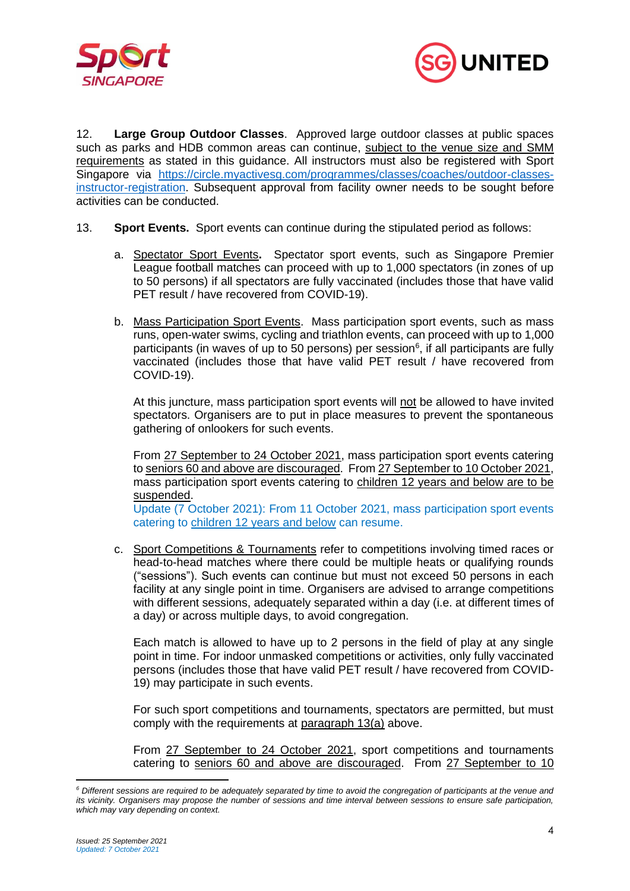12. **Large Group Outdoor Classes**. Approved large outdoor classes at public spaces such as parks and HDB common areas can continue, subject to the venue size and SMM requirements as stated in this guidance. All instructors must also be registered with Sport Singapore via https://circle.myactivesg.com/programmes/classes/coaches/outdoor-classes-instructor-registration. Subsequent approval from facility owner needs to be sought before activities can be conducted.

13. **Sport Events.** Sport events can continue during the stipulated period as follows:

a. Spectator Sport Events**.** Spectator sport events, such as Singapore Premier League football matches can proceed with up to 1,000 spectators (in zones of up to 50 persons) if all spectators are fully vaccinated (includes those that have valid PET result / have recovered from COVID-19).

b. Mass Participation Sport Events. Mass participation sport events, such as mass runs, open-water swims, cycling and triathlon events, can proceed with up to 1,000 participants (in waves of up to 50 persons) per session[6], if all participants are fully vaccinated (includes those that have valid PET result / have recovered from COVID-19).

At this juncture, mass participation sport events will not be allowed to have invited spectators. Organisers are to put in place measures to prevent the spontaneous gathering of onlookers for such events.

From 27 September to 24 October 2021, mass participation sport events catering to seniors 60 and above are discouraged. From 27 September to 10 October 2021, mass participation sport events catering to children 12 years and below are to be suspended.
Update (7 October 2021): From 11 October 2021, mass participation sport events catering to children 12 years and below can resume.

c. Sport Competitions & Tournaments refer to competitions involving timed races or head-to-head matches where there could be multiple heats or qualifying rounds ("sessions"). Such events can continue but must not exceed 50 persons in each facility at any single point in time. Organisers are advised to arrange competitions with different sessions, adequately separated within a day (i.e. at different times of a day) or across multiple days, to avoid congregation.

Each match is allowed to have up to 2 persons in the field of play at any single point in time. For indoor unmasked competitions or activities, only fully vaccinated persons (includes those that have valid PET result / have recovered from COVID-19) may participate in such events.

For such sport competitions and tournaments, spectators are permitted, but must comply with the requirements at paragraph 13(a) above.

From 27 September to 24 October 2021, sport competitions and tournaments catering to seniors 60 and above are discouraged. From 27 September to 10

[6] *Different sessions are required to be adequately separated by time to avoid the congregation of participants at the venue and its vicinity. Organisers may propose the number of sessions and time interval between sessions to ensure safe participation, which may vary depending on context.*

*Issued: 25 September 2021*
*Updated: 7 October 2021*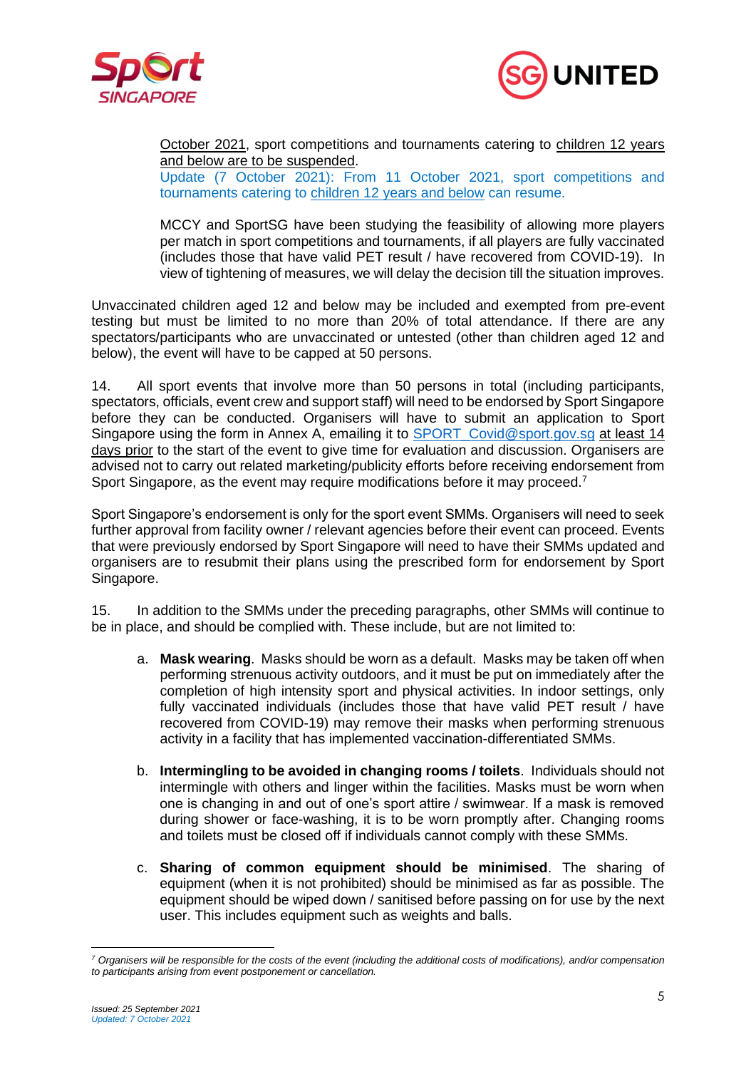October 2021, sport competitions and tournaments catering to children 12 years and below are to be suspended.
Update (7 October 2021): From 11 October 2021, sport competitions and tournaments catering to children 12 years and below can resume.

MCCY and SportSG have been studying the feasibility of allowing more players per match in sport competitions and tournaments, if all players are fully vaccinated (includes those that have valid PET result / have recovered from COVID-19). In view of tightening of measures, we will delay the decision till the situation improves.

Unvaccinated children aged 12 and below may be included and exempted from pre-event testing but must be limited to no more than 20% of total attendance. If there are any spectators/participants who are unvaccinated or untested (other than children aged 12 and below), the event will have to be capped at 50 persons.

14. All sport events that involve more than 50 persons in total (including participants, spectators, officials, event crew and support staff) will need to be endorsed by Sport Singapore before they can be conducted. Organisers will have to submit an application to Sport Singapore using the form in Annex A, emailing it to SPORT_Covid@sport.gov.sg at least 14 days prior to the start of the event to give time for evaluation and discussion. Organisers are advised not to carry out related marketing/publicity efforts before receiving endorsement from Sport Singapore, as the event may require modifications before it may proceed.[7]

Sport Singapore's endorsement is only for the sport event SMMs. Organisers will need to seek further approval from facility owner / relevant agencies before their event can proceed. Events that were previously endorsed by Sport Singapore will need to have their SMMs updated and organisers are to resubmit their plans using the prescribed form for endorsement by Sport Singapore.

15. In addition to the SMMs under the preceding paragraphs, other SMMs will continue to be in place, and should be complied with. These include, but are not limited to:

a. **Mask wearing**. Masks should be worn as a default. Masks may be taken off when performing strenuous activity outdoors, and it must be put on immediately after the completion of high intensity sport and physical activities. In indoor settings, only fully vaccinated individuals (includes those that have valid PET result / have recovered from COVID-19) may remove their masks when performing strenuous activity in a facility that has implemented vaccination-differentiated SMMs.

b. **Intermingling to be avoided in changing rooms / toilets**. Individuals should not intermingle with others and linger within the facilities. Masks must be worn when one is changing in and out of one's sport attire / swimwear. If a mask is removed during shower or face-washing, it is to be worn promptly after. Changing rooms and toilets must be closed off if individuals cannot comply with these SMMs.

c. **Sharing of common equipment should be minimised**. The sharing of equipment (when it is not prohibited) should be minimised as far as possible. The equipment should be wiped down / sanitised before passing on for use by the next user. This includes equipment such as weights and balls.

---

[7] *Organisers will be responsible for the costs of the event (including the additional costs of modifications), and/or compensation to participants arising from event postponement or cancellation.*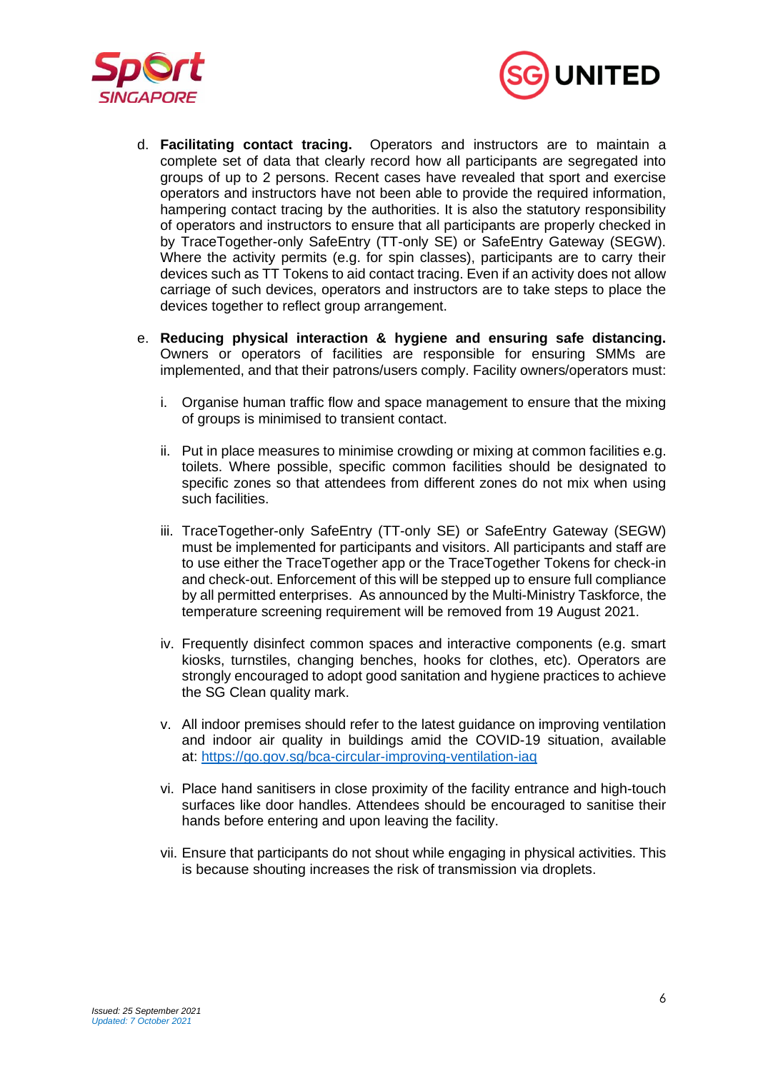d. **Facilitating contact tracing.** Operators and instructors are to maintain a complete set of data that clearly record how all participants are segregated into groups of up to 2 persons. Recent cases have revealed that sport and exercise operators and instructors have not been able to provide the required information, hampering contact tracing by the authorities. It is also the statutory responsibility of operators and instructors to ensure that all participants are properly checked in by TraceTogether-only SafeEntry (TT-only SE) or SafeEntry Gateway (SEGW). Where the activity permits (e.g. for spin classes), participants are to carry their devices such as TT Tokens to aid contact tracing. Even if an activity does not allow carriage of such devices, operators and instructors are to take steps to place the devices together to reflect group arrangement.

e. **Reducing physical interaction & hygiene and ensuring safe distancing.** Owners or operators of facilities are responsible for ensuring SMMs are implemented, and that their patrons/users comply. Facility owners/operators must:

   i. Organise human traffic flow and space management to ensure that the mixing of groups is minimised to transient contact.

   ii. Put in place measures to minimise crowding or mixing at common facilities e.g. toilets. Where possible, specific common facilities should be designated to specific zones so that attendees from different zones do not mix when using such facilities.

   iii. TraceTogether-only SafeEntry (TT-only SE) or SafeEntry Gateway (SEGW) must be implemented for participants and visitors. All participants and staff are to use either the TraceTogether app or the TraceTogether Tokens for check-in and check-out. Enforcement of this will be stepped up to ensure full compliance by all permitted enterprises. As announced by the Multi-Ministry Taskforce, the temperature screening requirement will be removed from 19 August 2021.

   iv. Frequently disinfect common spaces and interactive components (e.g. smart kiosks, turnstiles, changing benches, hooks for clothes, etc). Operators are strongly encouraged to adopt good sanitation and hygiene practices to achieve the SG Clean quality mark.

   v. All indoor premises should refer to the latest guidance on improving ventilation and indoor air quality in buildings amid the COVID-19 situation, available at: https://go.gov.sg/bca-circular-improving-ventilation-iaq

   vi. Place hand sanitisers in close proximity of the facility entrance and high-touch surfaces like door handles. Attendees should be encouraged to sanitise their hands before entering and upon leaving the facility.

   vii. Ensure that participants do not shout while engaging in physical activities. This is because shouting increases the risk of transmission via droplets.

*Issued: 25 September 2021*
*Updated: 7 October 2021*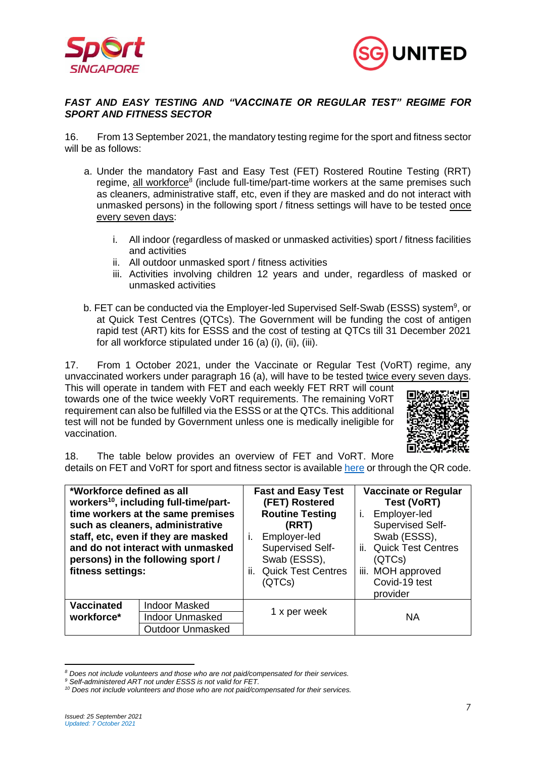***FAST AND EASY TESTING AND "VACCINATE OR REGULAR TEST" REGIME FOR SPORT AND FITNESS SECTOR***

16. From 13 September 2021, the mandatory testing regime for the sport and fitness sector will be as follows:

a. Under the mandatory Fast and Easy Test (FET) Rostered Routine Testing (RRT) regime, all workforce[8] (include full-time/part-time workers at the same premises such as cleaners, administrative staff, etc, even if they are masked and do not interact with unmasked persons) in the following sport / fitness settings will have to be tested once every seven days:

   i. All indoor (regardless of masked or unmasked activities) sport / fitness facilities and activities
   ii. All outdoor unmasked sport / fitness activities
   iii. Activities involving children 12 years and under, regardless of masked or unmasked activities

b. FET can be conducted via the Employer-led Supervised Self-Swab (ESSS) system[9], or at Quick Test Centres (QTCs). The Government will be funding the cost of antigen rapid test (ART) kits for ESSS and the cost of testing at QTCs till 31 December 2021 for all workforce stipulated under 16 (a) (i), (ii), (iii).

17. From 1 October 2021, under the Vaccinate or Regular Test (VoRT) regime, any unvaccinated workers under paragraph 16 (a), will have to be tested twice every seven days. This will operate in tandem with FET and each weekly FET RRT will count towards one of the twice weekly VoRT requirements. The remaining VoRT requirement can also be fulfilled via the ESSS or at the QTCs. This additional test will not be funded by Government unless one is medically ineligible for vaccination.

18. The table below provides an overview of FET and VoRT. More details on FET and VoRT for sport and fitness sector is available here or through the QR code.

| **\*Workforce defined as all workers[10], including full-time/part-time workers at the same premises such as cleaners, administrative staff, etc, even if they are masked and do not interact with unmasked persons) in the following sport / fitness settings:** | | **Fast and Easy Test (FET) Rostered Routine Testing (RRT)**<br>i. Employer-led Supervised Self-Swab (ESSS),<br>ii. Quick Test Centres (QTCs) | **Vaccinate or Regular Test (VoRT)**<br>i. Employer-led Supervised Self-Swab (ESSS),<br>ii. Quick Test Centres (QTCs)<br>iii. MOH approved Covid-19 test provider |
|---|---|---|---|
| **Vaccinated workforce\*** | Indoor Masked | 1 x per week | NA |
| | Indoor Unmasked | | |
| | Outdoor Unmasked | | |

---

*[8] Does not include volunteers and those who are not paid/compensated for their services.*
*[9] Self-administered ART not under ESSS is not valid for FET.*
*[10] Does not include volunteers and those who are not paid/compensated for their services.*

*Issued: 25 September 2021*
*Updated: 7 October 2021*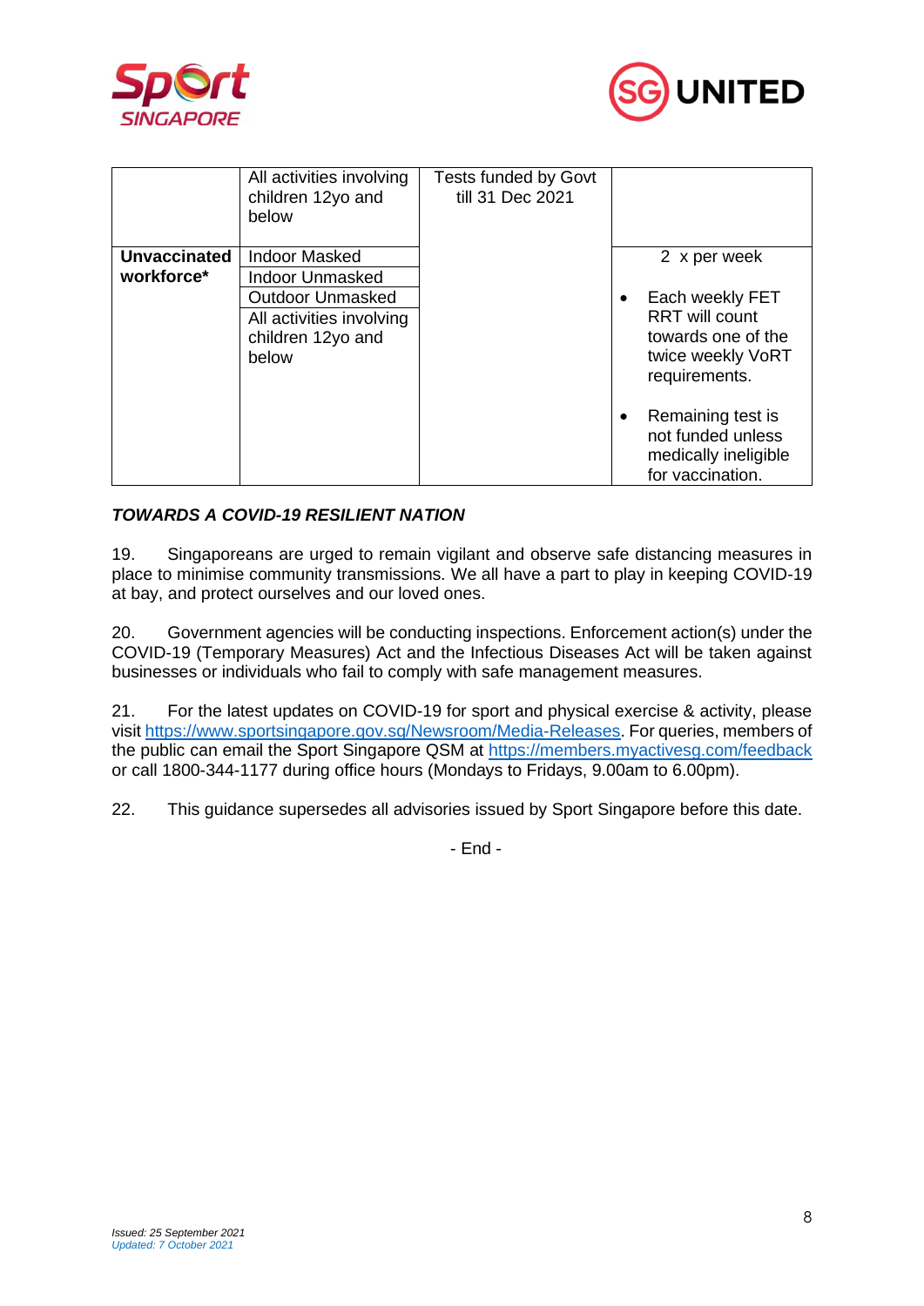| | | | |
|---|---|---|---|
| | All activities involving children 12yo and below | Tests funded by Govt till 31 Dec 2021 | |
| **Unvaccinated workforce*** | Indoor Masked<br>Indoor Unmasked<br>Outdoor Unmasked<br>All activities involving children 12yo and below | | 2 x per week<br><br>• Each weekly FET RRT will count towards one of the twice weekly VoRT requirements.<br><br>• Remaining test is not funded unless medically ineligible for vaccination. |

***TOWARDS A COVID-19 RESILIENT NATION***

19. Singaporeans are urged to remain vigilant and observe safe distancing measures in place to minimise community transmissions. We all have a part to play in keeping COVID-19 at bay, and protect ourselves and our loved ones.

20. Government agencies will be conducting inspections. Enforcement action(s) under the COVID-19 (Temporary Measures) Act and the Infectious Diseases Act will be taken against businesses or individuals who fail to comply with safe management measures.

21. For the latest updates on COVID-19 for sport and physical exercise & activity, please visit https://www.sportsingapore.gov.sg/Newsroom/Media-Releases. For queries, members of the public can email the Sport Singapore QSM at https://members.myactivesg.com/feedback or call 1800-344-1177 during office hours (Mondays to Fridays, 9.00am to 6.00pm).

22. This guidance supersedes all advisories issued by Sport Singapore before this date.

\- End -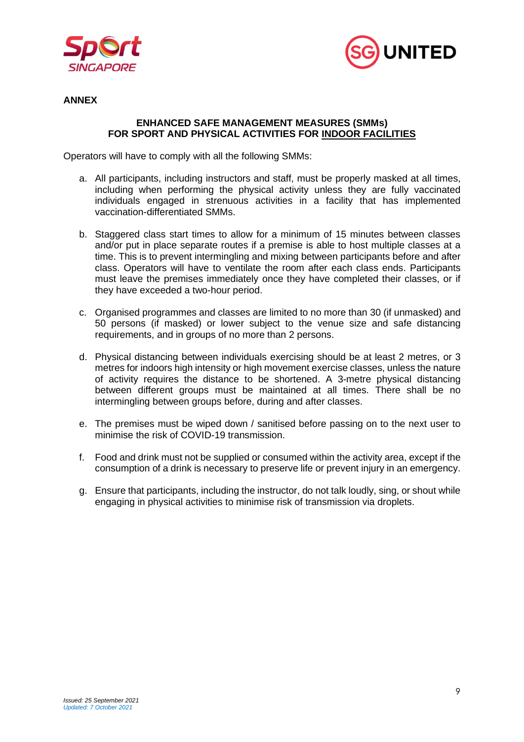**ANNEX**

**ENHANCED SAFE MANAGEMENT MEASURES (SMMs) FOR SPORT AND PHYSICAL ACTIVITIES FOR INDOOR FACILITIES**

Operators will have to comply with all the following SMMs:

a. All participants, including instructors and staff, must be properly masked at all times, including when performing the physical activity unless they are fully vaccinated individuals engaged in strenuous activities in a facility that has implemented vaccination-differentiated SMMs.

b. Staggered class start times to allow for a minimum of 15 minutes between classes and/or put in place separate routes if a premise is able to host multiple classes at a time. This is to prevent intermingling and mixing between participants before and after class. Operators will have to ventilate the room after each class ends. Participants must leave the premises immediately once they have completed their classes, or if they have exceeded a two-hour period.

c. Organised programmes and classes are limited to no more than 30 (if unmasked) and 50 persons (if masked) or lower subject to the venue size and safe distancing requirements, and in groups of no more than 2 persons.

d. Physical distancing between individuals exercising should be at least 2 metres, or 3 metres for indoors high intensity or high movement exercise classes, unless the nature of activity requires the distance to be shortened. A 3-metre physical distancing between different groups must be maintained at all times. There shall be no intermingling between groups before, during and after classes.

e. The premises must be wiped down / sanitised before passing on to the next user to minimise the risk of COVID-19 transmission.

f. Food and drink must not be supplied or consumed within the activity area, except if the consumption of a drink is necessary to preserve life or prevent injury in an emergency.

g. Ensure that participants, including the instructor, do not talk loudly, sing, or shout while engaging in physical activities to minimise risk of transmission via droplets.

*Issued: 25 September 2021*
*Updated: 7 October 2021*